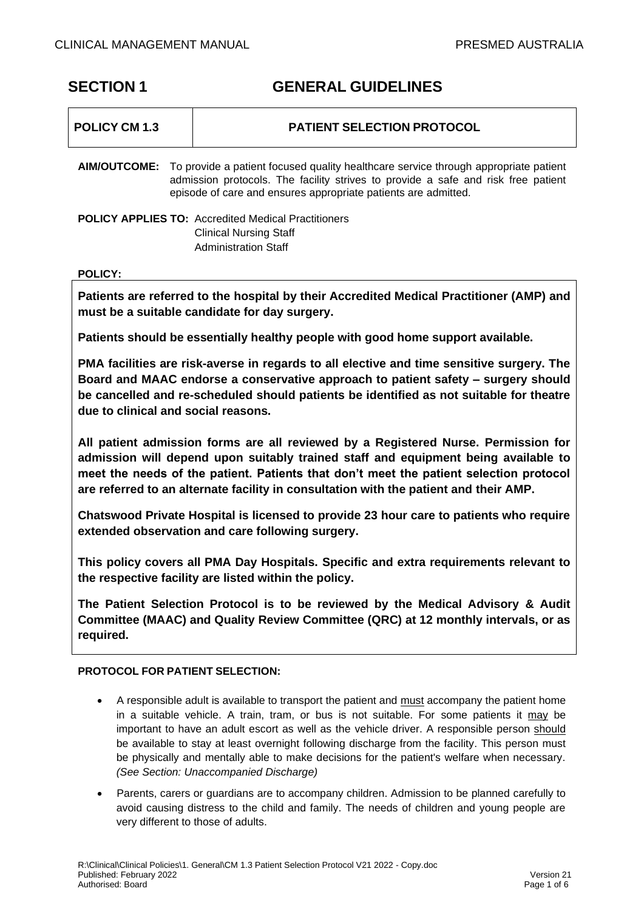# SECTION 1 GENERAL GUIDELINES

| POLICY CM 1.3 | PATIENT SELECTION PROTOCOL |
|---|---|

**AIM/OUTCOME:** To provide a patient focused quality healthcare service through appropriate patient admission protocols. The facility strives to provide a safe and risk free patient episode of care and ensures appropriate patients are admitted.

**POLICY APPLIES TO:** Accredited Medical Practitioners
Clinical Nursing Staff
Administration Staff

**POLICY:**

**Patients are referred to the hospital by their Accredited Medical Practitioner (AMP) and must be a suitable candidate for day surgery.**

**Patients should be essentially healthy people with good home support available.**

**PMA facilities are risk-averse in regards to all elective and time sensitive surgery. The Board and MAAC endorse a conservative approach to patient safety – surgery should be cancelled and re-scheduled should patients be identified as not suitable for theatre due to clinical and social reasons.**

**All patient admission forms are all reviewed by a Registered Nurse. Permission for admission will depend upon suitably trained staff and equipment being available to meet the needs of the patient. Patients that don't meet the patient selection protocol are referred to an alternate facility in consultation with the patient and their AMP.**

**Chatswood Private Hospital is licensed to provide 23 hour care to patients who require extended observation and care following surgery.**

**This policy covers all PMA Day Hospitals. Specific and extra requirements relevant to the respective facility are listed within the policy.**

**The Patient Selection Protocol is to be reviewed by the Medical Advisory & Audit Committee (MAAC) and Quality Review Committee (QRC) at 12 monthly intervals, or as required.**

**PROTOCOL FOR PATIENT SELECTION:**

- A responsible adult is available to transport the patient and must accompany the patient home in a suitable vehicle. A train, tram, or bus is not suitable. For some patients it may be important to have an adult escort as well as the vehicle driver. A responsible person should be available to stay at least overnight following discharge from the facility. This person must be physically and mentally able to make decisions for the patient's welfare when necessary. *(See Section: Unaccompanied Discharge)*
- Parents, carers or guardians are to accompany children. Admission to be planned carefully to avoid causing distress to the child and family. The needs of children and young people are very different to those of adults.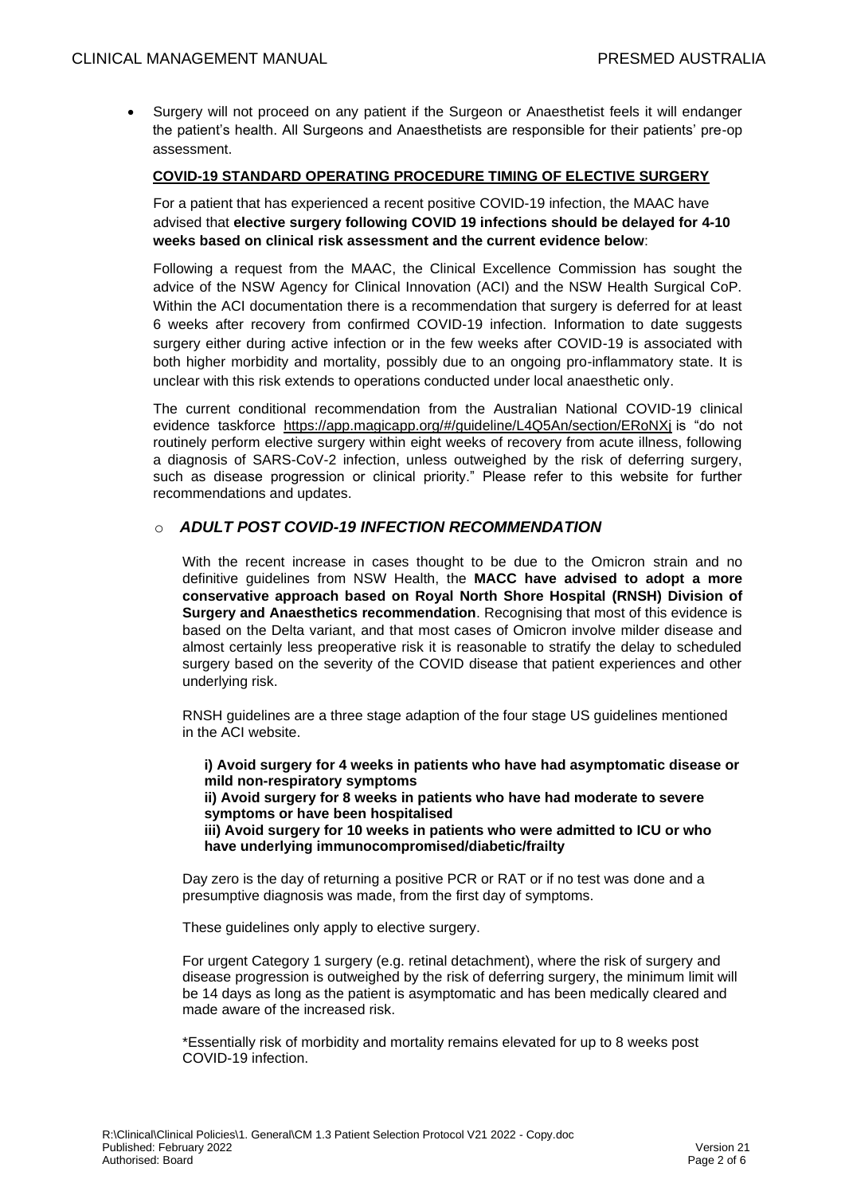- Surgery will not proceed on any patient if the Surgeon or Anaesthetist feels it will endanger the patient's health. All Surgeons and Anaesthetists are responsible for their patients' pre-op assessment.

**COVID-19 STANDARD OPERATING PROCEDURE TIMING OF ELECTIVE SURGERY**

For a patient that has experienced a recent positive COVID-19 infection, the MAAC have advised that **elective surgery following COVID 19 infections should be delayed for 4-10 weeks based on clinical risk assessment and the current evidence below**:

Following a request from the MAAC, the Clinical Excellence Commission has sought the advice of the NSW Agency for Clinical Innovation (ACI) and the NSW Health Surgical CoP. Within the ACI documentation there is a recommendation that surgery is deferred for at least 6 weeks after recovery from confirmed COVID-19 infection. Information to date suggests surgery either during active infection or in the few weeks after COVID-19 is associated with both higher morbidity and mortality, possibly due to an ongoing pro-inflammatory state. It is unclear with this risk extends to operations conducted under local anaesthetic only.

The current conditional recommendation from the Australian National COVID-19 clinical evidence taskforce https://app.magicapp.org/#/guideline/L4Q5An/section/ERoNXj is "do not routinely perform elective surgery within eight weeks of recovery from acute illness, following a diagnosis of SARS-CoV-2 infection, unless outweighed by the risk of deferring surgery, such as disease progression or clinical priority." Please refer to this website for further recommendations and updates.

- ***ADULT POST COVID-19 INFECTION RECOMMENDATION***

  With the recent increase in cases thought to be due to the Omicron strain and no definitive guidelines from NSW Health, the **MACC have advised to adopt a more conservative approach based on Royal North Shore Hospital (RNSH) Division of Surgery and Anaesthetics recommendation**. Recognising that most of this evidence is based on the Delta variant, and that most cases of Omicron involve milder disease and almost certainly less preoperative risk it is reasonable to stratify the delay to scheduled surgery based on the severity of the COVID disease that patient experiences and other underlying risk.

  RNSH guidelines are a three stage adaption of the four stage US guidelines mentioned in the ACI website.

  **i) Avoid surgery for 4 weeks in patients who have had asymptomatic disease or mild non-respiratory symptoms**
  **ii) Avoid surgery for 8 weeks in patients who have had moderate to severe symptoms or have been hospitalised**
  **iii) Avoid surgery for 10 weeks in patients who were admitted to ICU or who have underlying immunocompromised/diabetic/frailty**

  Day zero is the day of returning a positive PCR or RAT or if no test was done and a presumptive diagnosis was made, from the first day of symptoms.

  These guidelines only apply to elective surgery.

  For urgent Category 1 surgery (e.g. retinal detachment), where the risk of surgery and disease progression is outweighed by the risk of deferring surgery, the minimum limit will be 14 days as long as the patient is asymptomatic and has been medically cleared and made aware of the increased risk.

  *Essentially risk of morbidity and mortality remains elevated for up to 8 weeks post COVID-19 infection.

R:\Clinical\Clinical Policies\1. General\CM 1.3 Patient Selection Protocol V21 2022 - Copy.doc
Published: February 2022 — Version 21
Authorised: Board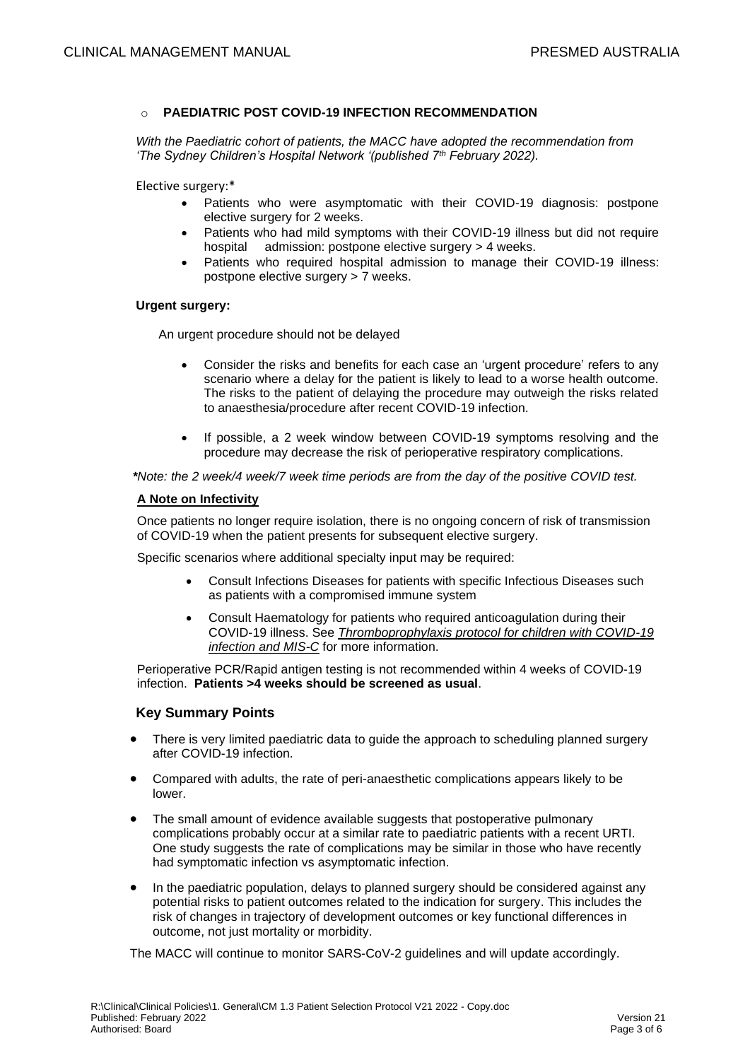- **PAEDIATRIC POST COVID-19 INFECTION RECOMMENDATION**

*With the Paediatric cohort of patients, the MACC have adopted the recommendation from 'The Sydney Children's Hospital Network '(published 7th February 2022).*

Elective surgery:*

- Patients who were asymptomatic with their COVID-19 diagnosis: postpone elective surgery for 2 weeks.
- Patients who had mild symptoms with their COVID-19 illness but did not require hospital admission: postpone elective surgery > 4 weeks.
- Patients who required hospital admission to manage their COVID-19 illness: postpone elective surgery > 7 weeks.

**Urgent surgery:**

An urgent procedure should not be delayed

- Consider the risks and benefits for each case an 'urgent procedure' refers to any scenario where a delay for the patient is likely to lead to a worse health outcome. The risks to the patient of delaying the procedure may outweigh the risks related to anaesthesia/procedure after recent COVID-19 infection.
- If possible, a 2 week window between COVID-19 symptoms resolving and the procedure may decrease the risk of perioperative respiratory complications.

***Note: the 2 week/4 week/7 week time periods are from the day of the positive COVID test.***

**A Note on Infectivity**

Once patients no longer require isolation, there is no ongoing concern of risk of transmission of COVID-19 when the patient presents for subsequent elective surgery.

Specific scenarios where additional specialty input may be required:

- Consult Infections Diseases for patients with specific Infectious Diseases such as patients with a compromised immune system
- Consult Haematology for patients who required anticoagulation during their COVID-19 illness. See *Thromboprophylaxis protocol for children with COVID-19 infection and MIS-C* for more information.

Perioperative PCR/Rapid antigen testing is not recommended within 4 weeks of COVID-19 infection. **Patients >4 weeks should be screened as usual**.

## Key Summary Points

- There is very limited paediatric data to guide the approach to scheduling planned surgery after COVID-19 infection.
- Compared with adults, the rate of peri-anaesthetic complications appears likely to be lower.
- The small amount of evidence available suggests that postoperative pulmonary complications probably occur at a similar rate to paediatric patients with a recent URTI. One study suggests the rate of complications may be similar in those who have recently had symptomatic infection vs asymptomatic infection.
- In the paediatric population, delays to planned surgery should be considered against any potential risks to patient outcomes related to the indication for surgery. This includes the risk of changes in trajectory of development outcomes or key functional differences in outcome, not just mortality or morbidity.

The MACC will continue to monitor SARS-CoV-2 guidelines and will update accordingly.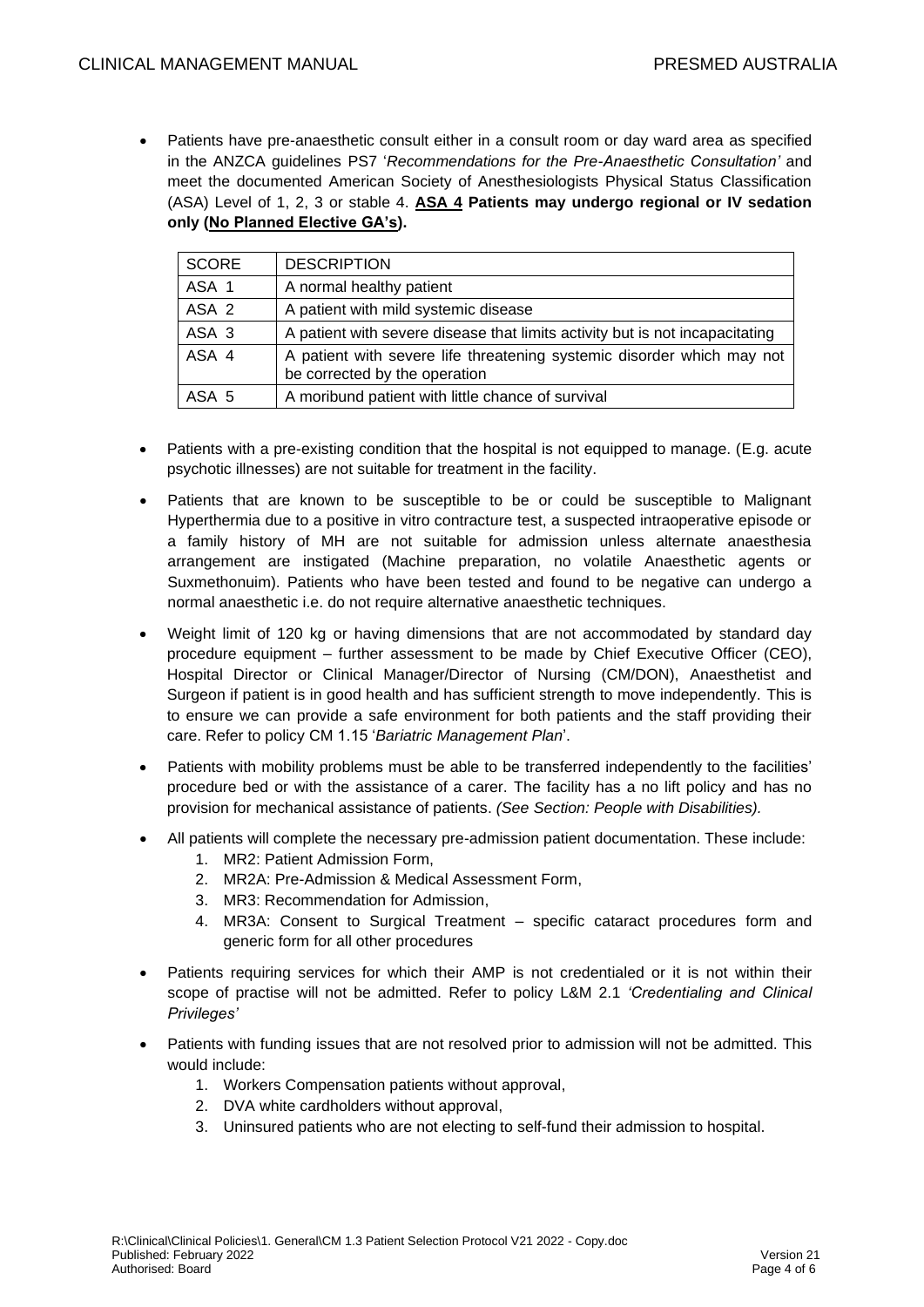- Patients have pre-anaesthetic consult either in a consult room or day ward area as specified in the ANZCA guidelines PS7 '*Recommendations for the Pre-Anaesthetic Consultation'* and meet the documented American Society of Anesthesiologists Physical Status Classification (ASA) Level of 1, 2, 3 or stable 4. **ASA 4 Patients may undergo regional or IV sedation only (No Planned Elective GA's).**

| SCORE | DESCRIPTION |
|---|---|
| ASA 1 | A normal healthy patient |
| ASA 2 | A patient with mild systemic disease |
| ASA 3 | A patient with severe disease that limits activity but is not incapacitating |
| ASA 4 | A patient with severe life threatening systemic disorder which may not be corrected by the operation |
| ASA 5 | A moribund patient with little chance of survival |

- Patients with a pre-existing condition that the hospital is not equipped to manage. (E.g. acute psychotic illnesses) are not suitable for treatment in the facility.
- Patients that are known to be susceptible to be or could be susceptible to Malignant Hyperthermia due to a positive in vitro contracture test, a suspected intraoperative episode or a family history of MH are not suitable for admission unless alternate anaesthesia arrangement are instigated (Machine preparation, no volatile Anaesthetic agents or Suxmethonuim). Patients who have been tested and found to be negative can undergo a normal anaesthetic i.e. do not require alternative anaesthetic techniques.
- Weight limit of 120 kg or having dimensions that are not accommodated by standard day procedure equipment – further assessment to be made by Chief Executive Officer (CEO), Hospital Director or Clinical Manager/Director of Nursing (CM/DON), Anaesthetist and Surgeon if patient is in good health and has sufficient strength to move independently. This is to ensure we can provide a safe environment for both patients and the staff providing their care. Refer to policy CM 1.15 '*Bariatric Management Plan*'.
- Patients with mobility problems must be able to be transferred independently to the facilities' procedure bed or with the assistance of a carer. The facility has a no lift policy and has no provision for mechanical assistance of patients. *(See Section: People with Disabilities).*
- All patients will complete the necessary pre-admission patient documentation. These include:
  1. MR2: Patient Admission Form,
  2. MR2A: Pre-Admission & Medical Assessment Form,
  3. MR3: Recommendation for Admission,
  4. MR3A: Consent to Surgical Treatment – specific cataract procedures form and generic form for all other procedures
- Patients requiring services for which their AMP is not credentialed or it is not within their scope of practise will not be admitted. Refer to policy L&M 2.1 *'Credentialing and Clinical Privileges'*
- Patients with funding issues that are not resolved prior to admission will not be admitted. This would include:
  1. Workers Compensation patients without approval,
  2. DVA white cardholders without approval,
  3. Uninsured patients who are not electing to self-fund their admission to hospital.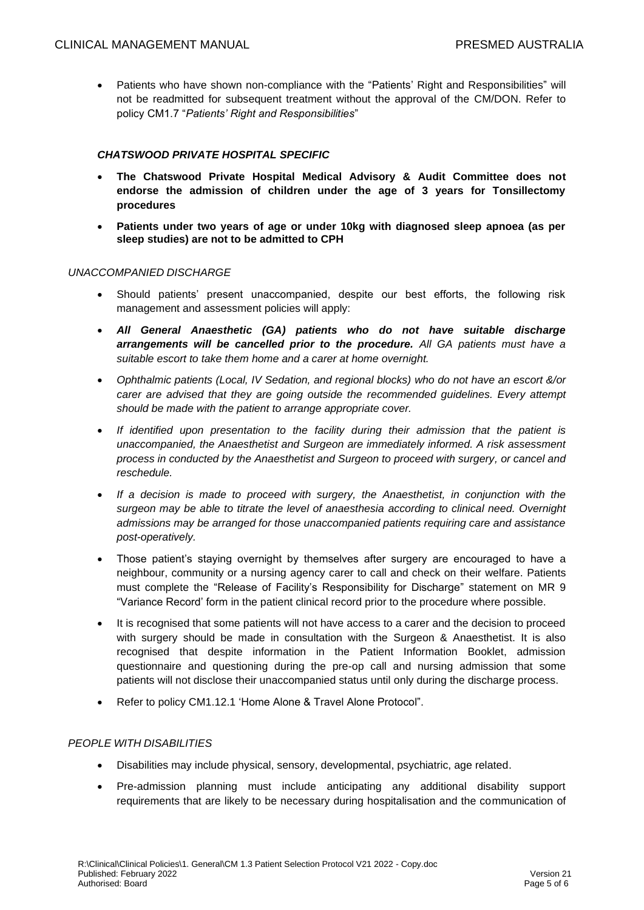- Patients who have shown non-compliance with the "Patients' Right and Responsibilities" will not be readmitted for subsequent treatment without the approval of the CM/DON. Refer to policy CM1.7 "*Patients' Right and Responsibilities*"

***CHATSWOOD PRIVATE HOSPITAL SPECIFIC***

- **The Chatswood Private Hospital Medical Advisory & Audit Committee does not endorse the admission of children under the age of 3 years for Tonsillectomy procedures**
- **Patients under two years of age or under 10kg with diagnosed sleep apnoea (as per sleep studies) are not to be admitted to CPH**

*UNACCOMPANIED DISCHARGE*

- Should patients' present unaccompanied, despite our best efforts, the following risk management and assessment policies will apply:
- ***All General Anaesthetic (GA) patients who do not have suitable discharge arrangements will be cancelled prior to the procedure.*** *All GA patients must have a suitable escort to take them home and a carer at home overnight.*
- *Ophthalmic patients (Local, IV Sedation, and regional blocks) who do not have an escort &/or carer are advised that they are going outside the recommended guidelines. Every attempt should be made with the patient to arrange appropriate cover.*
- *If identified upon presentation to the facility during their admission that the patient is unaccompanied, the Anaesthetist and Surgeon are immediately informed. A risk assessment process in conducted by the Anaesthetist and Surgeon to proceed with surgery, or cancel and reschedule.*
- *If a decision is made to proceed with surgery, the Anaesthetist, in conjunction with the surgeon may be able to titrate the level of anaesthesia according to clinical need. Overnight admissions may be arranged for those unaccompanied patients requiring care and assistance post-operatively.*
- Those patient's staying overnight by themselves after surgery are encouraged to have a neighbour, community or a nursing agency carer to call and check on their welfare. Patients must complete the "Release of Facility's Responsibility for Discharge" statement on MR 9 "Variance Record' form in the patient clinical record prior to the procedure where possible.
- It is recognised that some patients will not have access to a carer and the decision to proceed with surgery should be made in consultation with the Surgeon & Anaesthetist. It is also recognised that despite information in the Patient Information Booklet, admission questionnaire and questioning during the pre-op call and nursing admission that some patients will not disclose their unaccompanied status until only during the discharge process.
- Refer to policy CM1.12.1 'Home Alone & Travel Alone Protocol".

*PEOPLE WITH DISABILITIES*

- Disabilities may include physical, sensory, developmental, psychiatric, age related.
- Pre-admission planning must include anticipating any additional disability support requirements that are likely to be necessary during hospitalisation and the communication of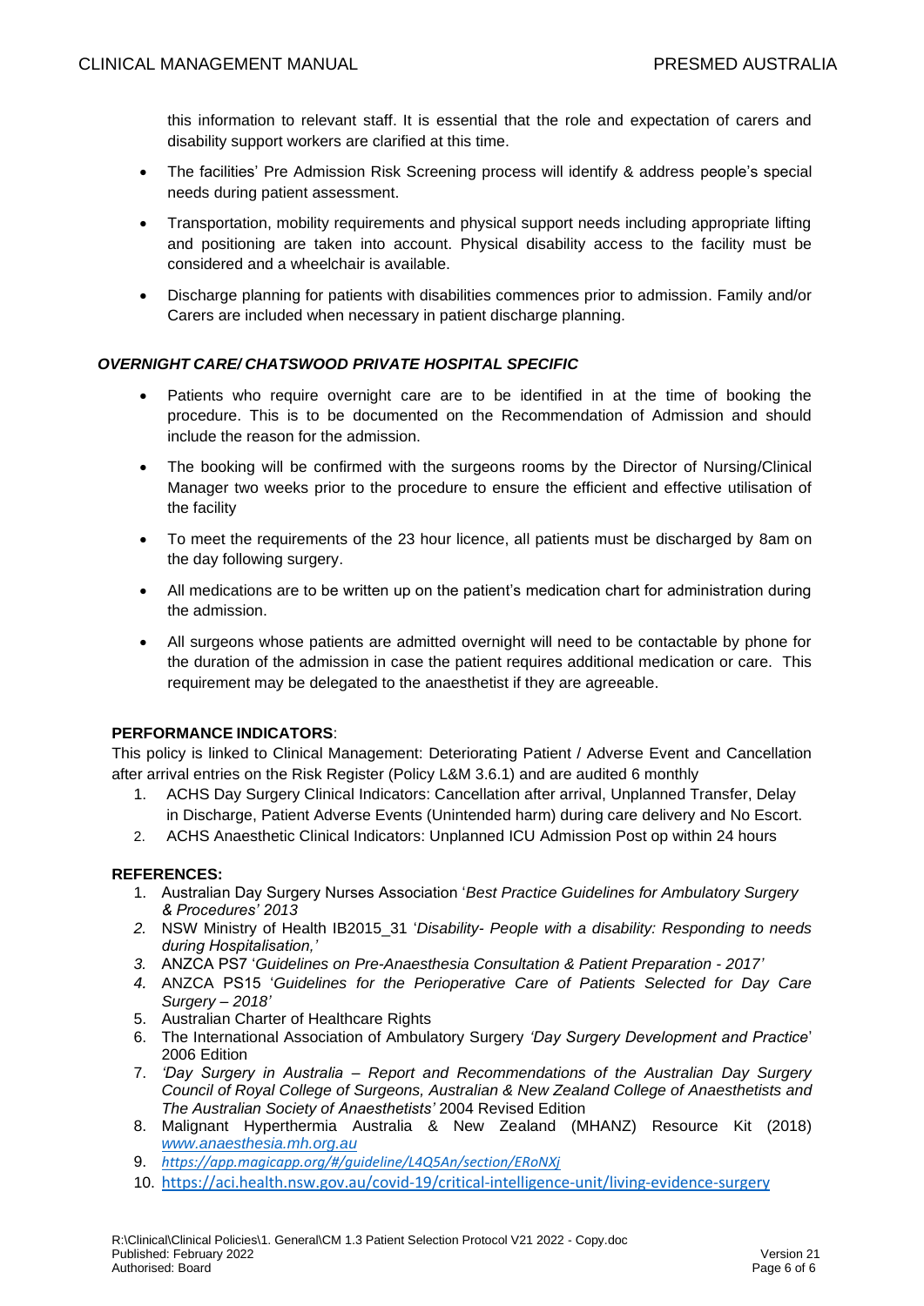this information to relevant staff. It is essential that the role and expectation of carers and disability support workers are clarified at this time.

- The facilities' Pre Admission Risk Screening process will identify & address people's special needs during patient assessment.
- Transportation, mobility requirements and physical support needs including appropriate lifting and positioning are taken into account. Physical disability access to the facility must be considered and a wheelchair is available.
- Discharge planning for patients with disabilities commences prior to admission. Family and/or Carers are included when necessary in patient discharge planning.

### *OVERNIGHT CARE/ CHATSWOOD PRIVATE HOSPITAL SPECIFIC*

- Patients who require overnight care are to be identified in at the time of booking the procedure. This is to be documented on the Recommendation of Admission and should include the reason for the admission.
- The booking will be confirmed with the surgeons rooms by the Director of Nursing/Clinical Manager two weeks prior to the procedure to ensure the efficient and effective utilisation of the facility
- To meet the requirements of the 23 hour licence, all patients must be discharged by 8am on the day following surgery.
- All medications are to be written up on the patient's medication chart for administration during the admission.
- All surgeons whose patients are admitted overnight will need to be contactable by phone for the duration of the admission in case the patient requires additional medication or care. This requirement may be delegated to the anaesthetist if they are agreeable.

**PERFORMANCE INDICATORS**:

This policy is linked to Clinical Management: Deteriorating Patient / Adverse Event and Cancellation after arrival entries on the Risk Register (Policy L&M 3.6.1) and are audited 6 monthly

1. ACHS Day Surgery Clinical Indicators: Cancellation after arrival, Unplanned Transfer, Delay in Discharge, Patient Adverse Events (Unintended harm) during care delivery and No Escort.
2. ACHS Anaesthetic Clinical Indicators: Unplanned ICU Admission Post op within 24 hours

**REFERENCES:**

1. Australian Day Surgery Nurses Association '*Best Practice Guidelines for Ambulatory Surgery & Procedures' 2013*
2. NSW Ministry of Health IB2015_31 '*Disability- People with a disability: Responding to needs during Hospitalisation,'*
3. ANZCA PS7 '*Guidelines on Pre-Anaesthesia Consultation & Patient Preparation - 2017'*
4. ANZCA PS15 '*Guidelines for the Perioperative Care of Patients Selected for Day Care Surgery – 2018'*
5. Australian Charter of Healthcare Rights
6. The International Association of Ambulatory Surgery *'Day Surgery Development and Practice*' 2006 Edition
7. *'Day Surgery in Australia – Report and Recommendations of the Australian Day Surgery Council of Royal College of Surgeons, Australian & New Zealand College of Anaesthetists and The Australian Society of Anaesthetists'* 2004 Revised Edition
8. Malignant Hyperthermia Australia & New Zealand (MHANZ) Resource Kit (2018) *www.anaesthesia.mh.org.au*
9. *https://app.magicapp.org/#/guideline/L4Q5An/section/ERoNXj*
10. https://aci.health.nsw.gov.au/covid-19/critical-intelligence-unit/living-evidence-surgery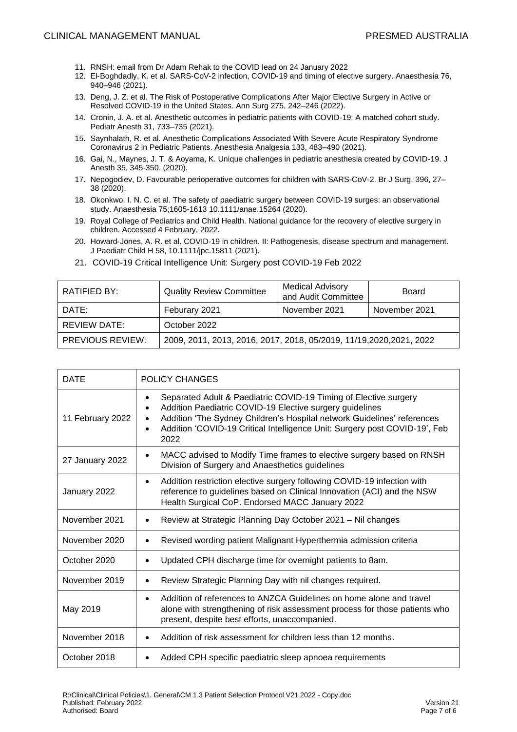11. RNSH: email from Dr Adam Rehak to the COVID lead on 24 January 2022
12. El-Boghdadly, K. et al. SARS-CoV-2 infection, COVID-19 and timing of elective surgery. Anaesthesia 76, 940–946 (2021).
13. Deng, J. Z. et al. The Risk of Postoperative Complications After Major Elective Surgery in Active or Resolved COVID-19 in the United States. Ann Surg 275, 242–246 (2022).
14. Cronin, J. A. et al. Anesthetic outcomes in pediatric patients with COVID-19: A matched cohort study. Pediatr Anesth 31, 733–735 (2021).
15. Saynhalath, R. et al. Anesthetic Complications Associated With Severe Acute Respiratory Syndrome Coronavirus 2 in Pediatric Patients. Anesthesia Analgesia 133, 483–490 (2021).
16. Gai, N., Maynes, J. T. & Aoyama, K. Unique challenges in pediatric anesthesia created by COVID-19. J Anesth 35, 345-350. (2020).
17. Nepogodiev, D. Favourable perioperative outcomes for children with SARS-CoV-2. Br J Surg. 396, 27–38 (2020).
18. Okonkwo, I. N. C. et al. The safety of paediatric surgery between COVID-19 surges: an observational study. Anaesthesia 75;1605-1613 10.1111/anae.15264 (2020).
19. Royal College of Pediatrics and Child Health. National guidance for the recovery of elective surgery in children. Accessed 4 February, 2022.
20. Howard-Jones, A. R. et al. COVID-19 in children. II: Pathogenesis, disease spectrum and management. J Paediatr Child H 58, 10.1111/jpc.15811 (2021).
21. COVID-19 Critical Intelligence Unit: Surgery post COVID-19 Feb 2022

| RATIFIED BY: | Quality Review Committee | Medical Advisory and Audit Committee | Board |
|---|---|---|---|
| DATE: | Feburary 2021 | November 2021 | November 2021 |
| REVIEW DATE: | October 2022 | | |
| PREVIOUS REVIEW: | 2009, 2011, 2013, 2016, 2017, 2018, 05/2019, 11/19,2020,2021, 2022 | | |

| DATE | POLICY CHANGES |
|---|---|
| 11 February 2022 | • Separated Adult & Paediatric COVID-19 Timing of Elective surgery<br>• Addition Paediatric COVID-19 Elective surgery guidelines<br>• Addition 'The Sydney Children's Hospital network Guidelines' references<br>• Addition 'COVID-19 Critical Intelligence Unit: Surgery post COVID-19', Feb 2022 |
| 27 January 2022 | • MACC advised to Modify Time frames to elective surgery based on RNSH Division of Surgery and Anaesthetics guidelines |
| January 2022 | • Addition restriction elective surgery following COVID-19 infection with reference to guidelines based on Clinical Innovation (ACI) and the NSW Health Surgical CoP. Endorsed MACC January 2022 |
| November 2021 | • Review at Strategic Planning Day October 2021 – Nil changes |
| November 2020 | • Revised wording patient Malignant Hyperthermia admission criteria |
| October 2020 | • Updated CPH discharge time for overnight patients to 8am. |
| November 2019 | • Review Strategic Planning Day with nil changes required. |
| May 2019 | • Addition of references to ANZCA Guidelines on home alone and travel alone with strengthening of risk assessment process for those patients who present, despite best efforts, unaccompanied. |
| November 2018 | • Addition of risk assessment for children less than 12 months. |
| October 2018 | • Added CPH specific paediatric sleep apnoea requirements |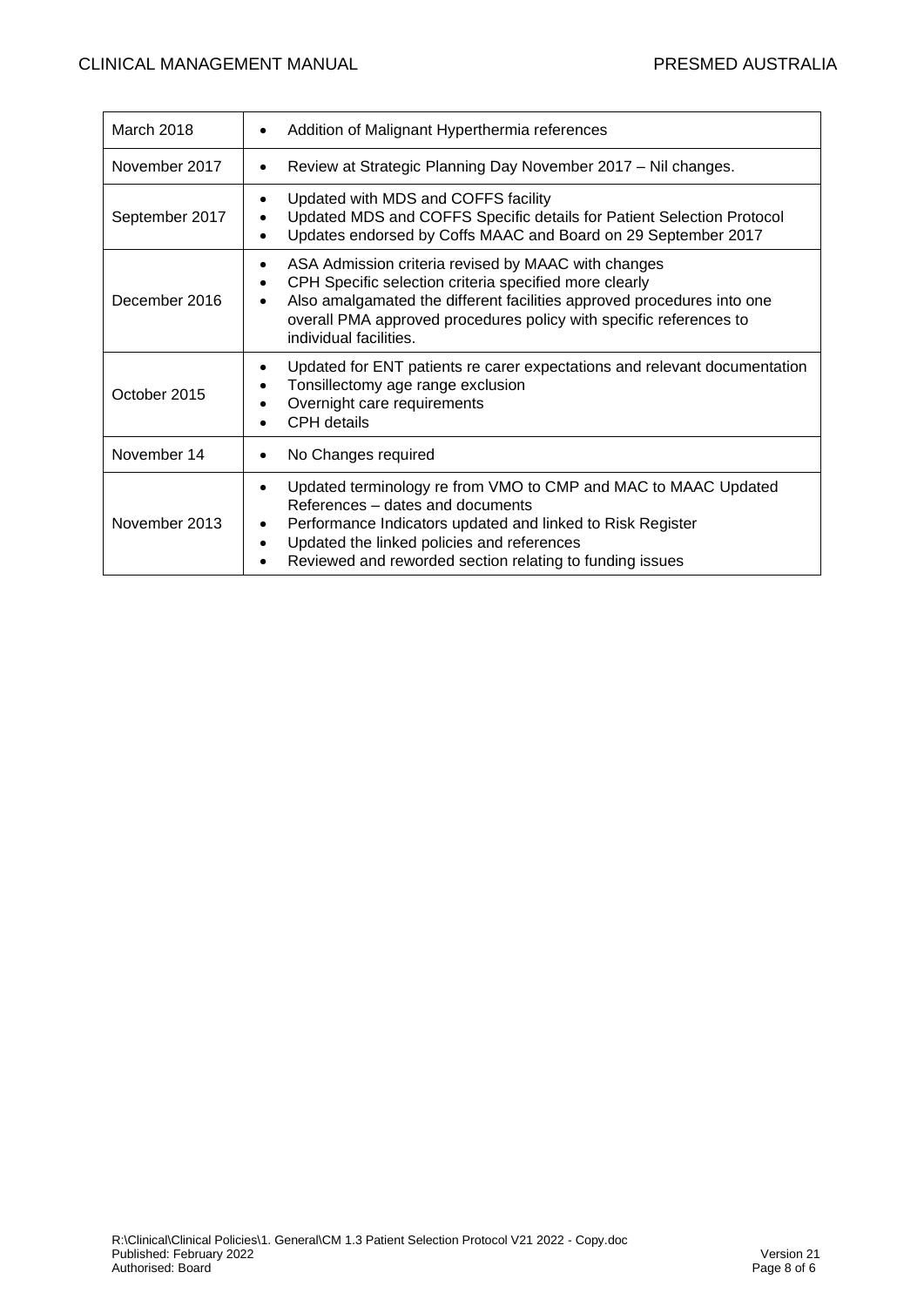| | |
|---|---|
| March 2018 | • Addition of Malignant Hyperthermia references |
| November 2017 | • Review at Strategic Planning Day November 2017 – Nil changes. |
| September 2017 | • Updated with MDS and COFFS facility<br>• Updated MDS and COFFS Specific details for Patient Selection Protocol<br>• Updates endorsed by Coffs MAAC and Board on 29 September 2017 |
| December 2016 | • ASA Admission criteria revised by MAAC with changes<br>• CPH Specific selection criteria specified more clearly<br>• Also amalgamated the different facilities approved procedures into one overall PMA approved procedures policy with specific references to individual facilities. |
| October 2015 | • Updated for ENT patients re carer expectations and relevant documentation<br>• Tonsillectomy age range exclusion<br>• Overnight care requirements<br>• CPH details |
| November 14 | • No Changes required |
| November 2013 | • Updated terminology re from VMO to CMP and MAC to MAAC Updated References – dates and documents<br>• Performance Indicators updated and linked to Risk Register<br>• Updated the linked policies and references<br>• Reviewed and reworded section relating to funding issues |